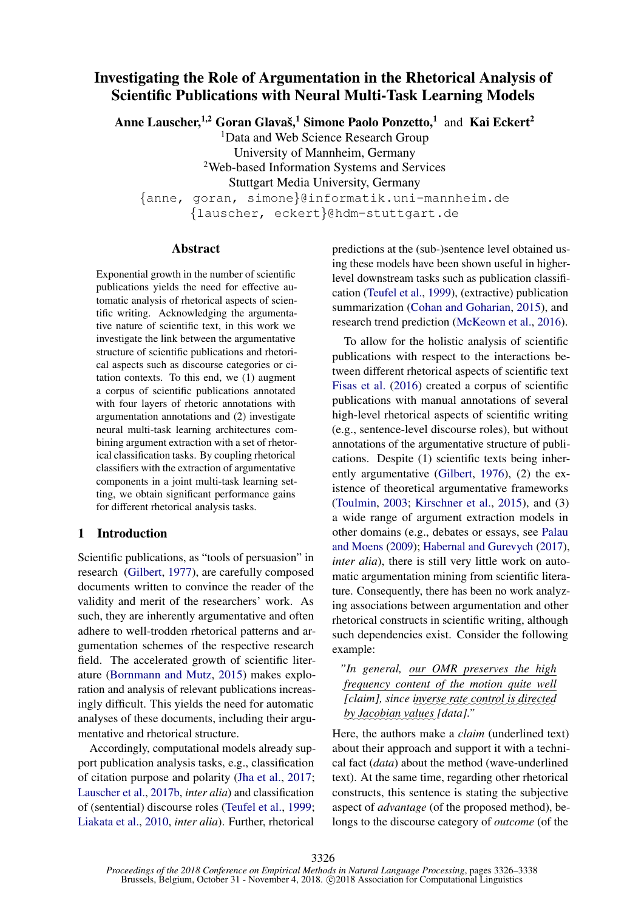# Investigating the Role of Argumentation in the Rhetorical Analysis of Scientific Publications with Neural Multi-Task Learning Models

**Anne Lauscher,[1,2] Goran Glavaš,[1] Simone Paolo Ponzetto,[1] and Kai Eckert[2]**

[1]Data and Web Science Research Group
University of Mannheim, Germany
[2]Web-based Information Systems and Services
Stuttgart Media University, Germany

{anne, goran, simone}@informatik.uni-mannheim.de
{lauscher, eckert}@hdm-stuttgart.de

## Abstract

Exponential growth in the number of scientific publications yields the need for effective automatic analysis of rhetorical aspects of scientific writing. Acknowledging the argumentative nature of scientific text, in this work we investigate the link between the argumentative structure of scientific publications and rhetorical aspects such as discourse categories or citation contexts. To this end, we (1) augment a corpus of scientific publications annotated with four layers of rhetoric annotations with argumentation annotations and (2) investigate neural multi-task learning architectures combining argument extraction with a set of rhetorical classification tasks. By coupling rhetorical classifiers with the extraction of argumentative components in a joint multi-task learning setting, we obtain significant performance gains for different rhetorical analysis tasks.

## 1 Introduction

Scientific publications, as "tools of persuasion" in research (Gilbert, 1977), are carefully composed documents written to convince the reader of the validity and merit of the researchers' work. As such, they are inherently argumentative and often adhere to well-trodden rhetorical patterns and argumentation schemes of the respective research field. The accelerated growth of scientific literature (Bornmann and Mutz, 2015) makes exploration and analysis of relevant publications increasingly difficult. This yields the need for automatic analyses of these documents, including their argumentative and rhetorical structure.

Accordingly, computational models already support publication analysis tasks, e.g., classification of citation purpose and polarity (Jha et al., 2017; Lauscher et al., 2017b, *inter alia*) and classification of (sentential) discourse roles (Teufel et al., 1999; Liakata et al., 2010, *inter alia*). Further, rhetorical predictions at the (sub-)sentence level obtained using these models have been shown useful in higher-level downstream tasks such as publication classification (Teufel et al., 1999), (extractive) publication summarization (Cohan and Goharian, 2015), and research trend prediction (McKeown et al., 2016).

To allow for the holistic analysis of scientific publications with respect to the interactions between different rhetorical aspects of scientific text Fisas et al. (2016) created a corpus of scientific publications with manual annotations of several high-level rhetorical aspects of scientific writing (e.g., sentence-level discourse roles), but without annotations of the argumentative structure of publications. Despite (1) scientific texts being inherently argumentative (Gilbert, 1976), (2) the existence of theoretical argumentative frameworks (Toulmin, 2003; Kirschner et al., 2015), and (3) a wide range of argument extraction models in other domains (e.g., debates or essays, see Palau and Moens (2009); Habernal and Gurevych (2017), *inter alia*), there is still very little work on automatic argumentation mining from scientific literature. Consequently, there has been no work analyzing associations between argumentation and other rhetorical constructs in scientific writing, although such dependencies exist. Consider the following example:

> *"In general, our OMR preserves the high frequency content of the motion quite well [claim], since inverse rate control is directed by Jacobian values [data]."*

Here, the authors make a *claim* (underlined text) about their approach and support it with a technical fact (*data*) about the method (wave-underlined text). At the same time, regarding other rhetorical constructs, this sentence is stating the subjective aspect of *advantage* (of the proposed method), belongs to the discourse category of *outcome* (of the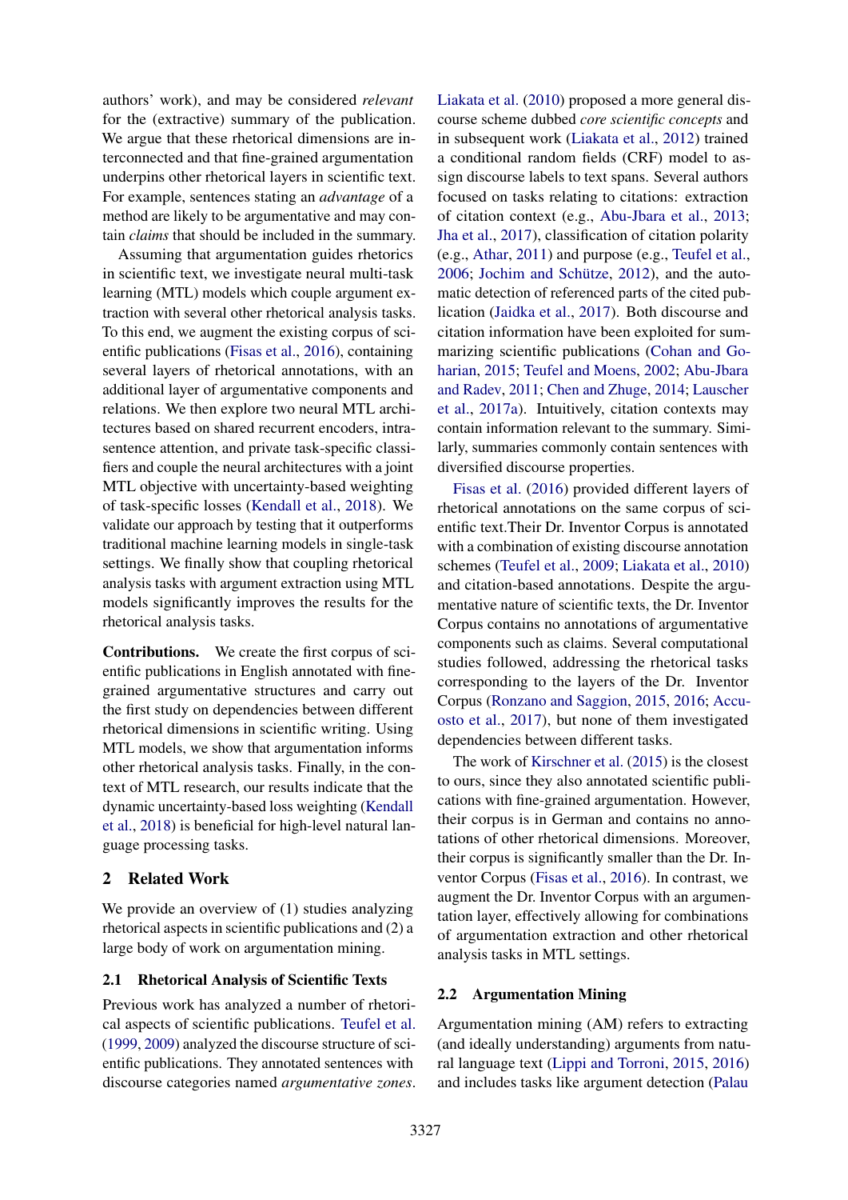authors' work), and may be considered *relevant* for the (extractive) summary of the publication. We argue that these rhetorical dimensions are interconnected and that fine-grained argumentation underpins other rhetorical layers in scientific text. For example, sentences stating an *advantage* of a method are likely to be argumentative and may contain *claims* that should be included in the summary.

Assuming that argumentation guides rhetorics in scientific text, we investigate neural multi-task learning (MTL) models which couple argument extraction with several other rhetorical analysis tasks. To this end, we augment the existing corpus of scientific publications (Fisas et al., 2016), containing several layers of rhetorical annotations, with an additional layer of argumentative components and relations. We then explore two neural MTL architectures based on shared recurrent encoders, intra-sentence attention, and private task-specific classifiers and couple the neural architectures with a joint MTL objective with uncertainty-based weighting of task-specific losses (Kendall et al., 2018). We validate our approach by testing that it outperforms traditional machine learning models in single-task settings. We finally show that coupling rhetorical analysis tasks with argument extraction using MTL models significantly improves the results for the rhetorical analysis tasks.

**Contributions.** We create the first corpus of scientific publications in English annotated with fine-grained argumentative structures and carry out the first study on dependencies between different rhetorical dimensions in scientific writing. Using MTL models, we show that argumentation informs other rhetorical analysis tasks. Finally, in the context of MTL research, our results indicate that the dynamic uncertainty-based loss weighting (Kendall et al., 2018) is beneficial for high-level natural language processing tasks.

## 2 Related Work

We provide an overview of (1) studies analyzing rhetorical aspects in scientific publications and (2) a large body of work on argumentation mining.

### 2.1 Rhetorical Analysis of Scientific Texts

Previous work has analyzed a number of rhetorical aspects of scientific publications. Teufel et al. (1999, 2009) analyzed the discourse structure of scientific publications. They annotated sentences with discourse categories named *argumentative zones*. Liakata et al. (2010) proposed a more general discourse scheme dubbed *core scientific concepts* and in subsequent work (Liakata et al., 2012) trained a conditional random fields (CRF) model to assign discourse labels to text spans. Several authors focused on tasks relating to citations: extraction of citation context (e.g., Abu-Jbara et al., 2013; Jha et al., 2017), classification of citation polarity (e.g., Athar, 2011) and purpose (e.g., Teufel et al., 2006; Jochim and Schütze, 2012), and the automatic detection of referenced parts of the cited publication (Jaidka et al., 2017). Both discourse and citation information have been exploited for summarizing scientific publications (Cohan and Goharian, 2015; Teufel and Moens, 2002; Abu-Jbara and Radev, 2011; Chen and Zhuge, 2014; Lauscher et al., 2017a). Intuitively, citation contexts may contain information relevant to the summary. Similarly, summaries commonly contain sentences with diversified discourse properties.

Fisas et al. (2016) provided different layers of rhetorical annotations on the same corpus of scientific text.Their Dr. Inventor Corpus is annotated with a combination of existing discourse annotation schemes (Teufel et al., 2009; Liakata et al., 2010) and citation-based annotations. Despite the argumentative nature of scientific texts, the Dr. Inventor Corpus contains no annotations of argumentative components such as claims. Several computational studies followed, addressing the rhetorical tasks corresponding to the layers of the Dr. Inventor Corpus (Ronzano and Saggion, 2015, 2016; Accuosto et al., 2017), but none of them investigated dependencies between different tasks.

The work of Kirschner et al. (2015) is the closest to ours, since they also annotated scientific publications with fine-grained argumentation. However, their corpus is in German and contains no annotations of other rhetorical dimensions. Moreover, their corpus is significantly smaller than the Dr. Inventor Corpus (Fisas et al., 2016). In contrast, we augment the Dr. Inventor Corpus with an argumentation layer, effectively allowing for combinations of argumentation extraction and other rhetorical analysis tasks in MTL settings.

### 2.2 Argumentation Mining

Argumentation mining (AM) refers to extracting (and ideally understanding) arguments from natural language text (Lippi and Torroni, 2015, 2016) and includes tasks like argument detection (Palau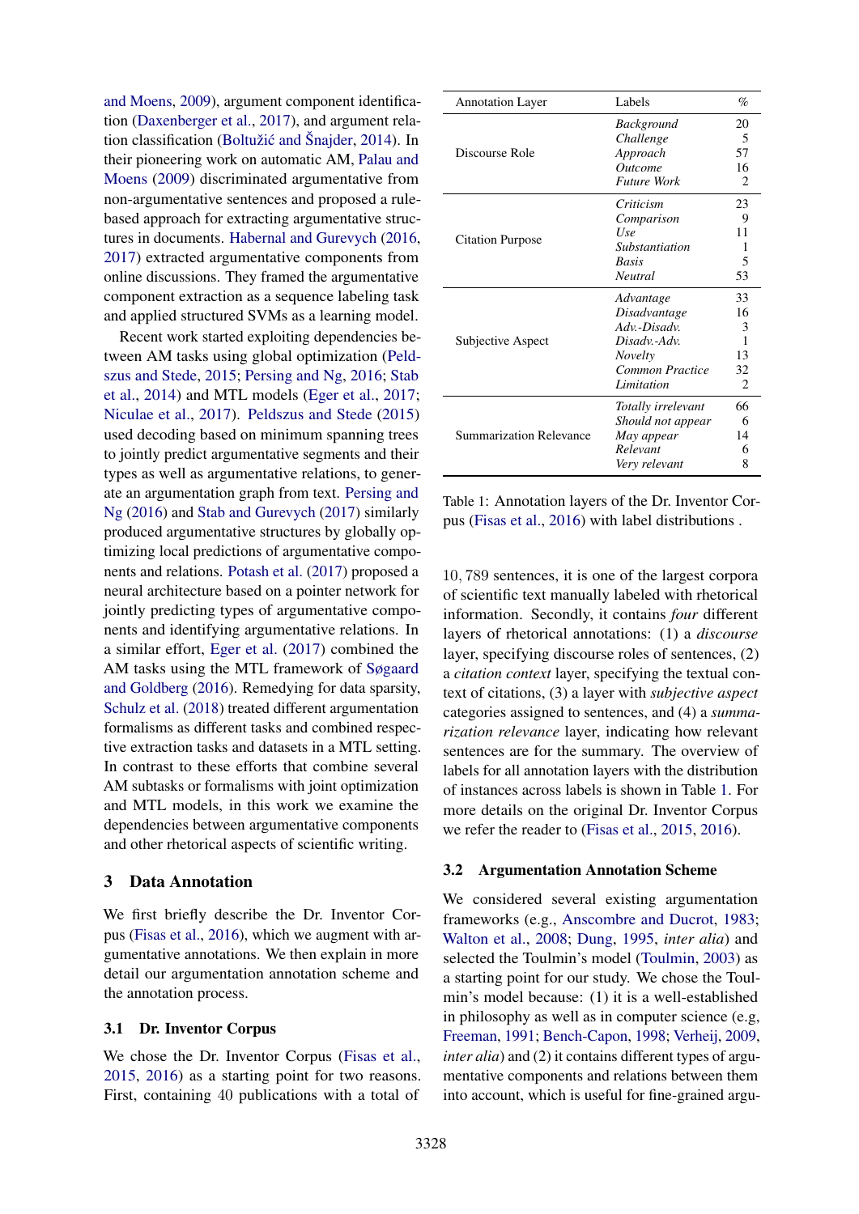and Moens, 2009), argument component identification (Daxenberger et al., 2017), and argument relation classification (Boltužić and Šnajder, 2014). In their pioneering work on automatic AM, Palau and Moens (2009) discriminated argumentative from non-argumentative sentences and proposed a rule-based approach for extracting argumentative structures in documents. Habernal and Gurevych (2016, 2017) extracted argumentative components from online discussions. They framed the argumentative component extraction as a sequence labeling task and applied structured SVMs as a learning model.

Recent work started exploiting dependencies between AM tasks using global optimization (Peldszus and Stede, 2015; Persing and Ng, 2016; Stab et al., 2014) and MTL models (Eger et al., 2017; Niculae et al., 2017). Peldszus and Stede (2015) used decoding based on minimum spanning trees to jointly predict argumentative segments and their types as well as argumentative relations, to generate an argumentation graph from text. Persing and Ng (2016) and Stab and Gurevych (2017) similarly produced argumentative structures by globally optimizing local predictions of argumentative components and relations. Potash et al. (2017) proposed a neural architecture based on a pointer network for jointly predicting types of argumentative components and identifying argumentative relations. In a similar effort, Eger et al. (2017) combined the AM tasks using the MTL framework of Søgaard and Goldberg (2016). Remedying for data sparsity, Schulz et al. (2018) treated different argumentation formalisms as different tasks and combined respective extraction tasks and datasets in a MTL setting. In contrast to these efforts that combine several AM subtasks or formalisms with joint optimization and MTL models, in this work we examine the dependencies between argumentative components and other rhetorical aspects of scientific writing.

## 3 Data Annotation

We first briefly describe the Dr. Inventor Corpus (Fisas et al., 2016), which we augment with argumentative annotations. We then explain in more detail our argumentation annotation scheme and the annotation process.

### 3.1 Dr. Inventor Corpus

We chose the Dr. Inventor Corpus (Fisas et al., 2015, 2016) as a starting point for two reasons. First, containing 40 publications with a total of 10,789 sentences, it is one of the largest corpora of scientific text manually labeled with rhetorical information. Secondly, it contains *four* different layers of rhetorical annotations: (1) a *discourse* layer, specifying discourse roles of sentences, (2) a *citation context* layer, specifying the textual context of citations, (3) a layer with *subjective aspect* categories assigned to sentences, and (4) a *summarization relevance* layer, indicating how relevant sentences are for the summary. The overview of labels for all annotation layers with the distribution of instances across labels is shown in Table 1. For more details on the original Dr. Inventor Corpus we refer the reader to (Fisas et al., 2015, 2016).

| Annotation Layer | Labels | % |
|---|---|---|
| Discourse Role | *Background* | 20 |
| | *Challenge* | 5 |
| | *Approach* | 57 |
| | *Outcome* | 16 |
| | *Future Work* | 2 |
| Citation Purpose | *Criticism* | 23 |
| | *Comparison* | 9 |
| | *Use* | 11 |
| | *Substantiation* | 1 |
| | *Basis* | 5 |
| | *Neutral* | 53 |
| Subjective Aspect | *Advantage* | 33 |
| | *Disadvantage* | 16 |
| | *Adv.-Disadv.* | 3 |
| | *Disadv.-Adv.* | 1 |
| | *Novelty* | 13 |
| | *Common Practice* | 32 |
| | *Limitation* | 2 |
| Summarization Relevance | *Totally irrelevant* | 66 |
| | *Should not appear* | 6 |
| | *May appear* | 14 |
| | *Relevant* | 6 |
| | *Very relevant* | 8 |

Table 1: Annotation layers of the Dr. Inventor Corpus (Fisas et al., 2016) with label distributions .

### 3.2 Argumentation Annotation Scheme

We considered several existing argumentation frameworks (e.g., Anscombre and Ducrot, 1983; Walton et al., 2008; Dung, 1995, *inter alia*) and selected the Toulmin's model (Toulmin, 2003) as a starting point for our study. We chose the Toulmin's model because: (1) it is a well-established in philosophy as well as in computer science (e.g, Freeman, 1991; Bench-Capon, 1998; Verheij, 2009, *inter alia*) and (2) it contains different types of argumentative components and relations between them into account, which is useful for fine-grained argu-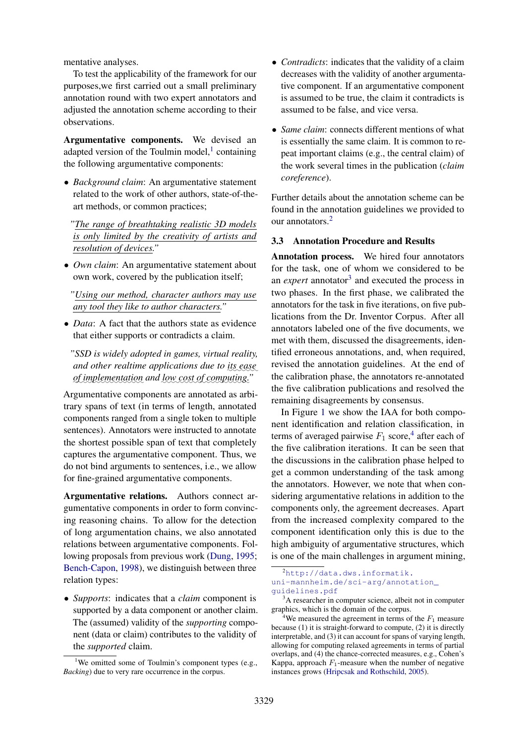mentative analyses.

To test the applicability of the framework for our purposes,we first carried out a small preliminary annotation round with two expert annotators and adjusted the annotation scheme according to their observations.

**Argumentative components.** We devised an adapted version of the Toulmin model,[1] containing the following argumentative components:

- *Background claim*: An argumentative statement related to the work of other authors, state-of-the-art methods, or common practices;

  *"The range of breathtaking realistic 3D models is only limited by the creativity of artists and resolution of devices."*

- *Own claim*: An argumentative statement about own work, covered by the publication itself;

  *"Using our method, character authors may use any tool they like to author characters."*

- *Data*: A fact that the authors state as evidence that either supports or contradicts a claim.

  *"SSD is widely adopted in games, virtual reality, and other realtime applications due to its ease of implementation and low cost of computing."*

Argumentative components are annotated as arbitrary spans of text (in terms of length, annotated components ranged from a single token to multiple sentences). Annotators were instructed to annotate the shortest possible span of text that completely captures the argumentative component. Thus, we do not bind arguments to sentences, i.e., we allow for fine-grained argumentative components.

**Argumentative relations.** Authors connect argumentative components in order to form convincing reasoning chains. To allow for the detection of long argumentation chains, we also annotated relations between argumentative components. Following proposals from previous work (Dung, 1995; Bench-Capon, 1998), we distinguish between three relation types:

- *Supports*: indicates that a *claim* component is supported by a data component or another claim. The (assumed) validity of the *supporting* component (data or claim) contributes to the validity of the *supported* claim.

- *Contradicts*: indicates that the validity of a claim decreases with the validity of another argumentative component. If an argumentative component is assumed to be true, the claim it contradicts is assumed to be false, and vice versa.

- *Same claim*: connects different mentions of what is essentially the same claim. It is common to repeat important claims (e.g., the central claim) of the work several times in the publication (*claim coreference*).

Further details about the annotation scheme can be found in the annotation guidelines we provided to our annotators.[2]

### 3.3 Annotation Procedure and Results

**Annotation process.** We hired four annotators for the task, one of whom we considered to be an *expert* annotator[3] and executed the process in two phases. In the first phase, we calibrated the annotators for the task in five iterations, on five publications from the Dr. Inventor Corpus. After all annotators labeled one of the five documents, we met with them, discussed the disagreements, identified erroneous annotations, and, when required, revised the annotation guidelines. At the end of the calibration phase, the annotators re-annotated the five calibration publications and resolved the remaining disagreements by consensus.

In Figure 1 we show the IAA for both component identification and relation classification, in terms of averaged pairwise $F_1$ score,[4] after each of the five calibration iterations. It can be seen that the discussions in the calibration phase helped to get a common understanding of the task among the annotators. However, we note that when considering argumentative relations in addition to the components only, the agreement decreases. Apart from the increased complexity compared to the component identification only this is due to the high ambiguity of argumentative structures, which is one of the main challenges in argument mining,

---

[1] We omitted some of Toulmin's component types (e.g., *Backing*) due to very rare occurrence in the corpus.

[2] http://data.dws.informatik.uni-mannheim.de/sci-arg/annotation_guidelines.pdf

[3] A researcher in computer science, albeit not in computer graphics, which is the domain of the corpus.

[4] We measured the agreement in terms of the $F_1$ measure because (1) it is straight-forward to compute, (2) it is directly interpretable, and (3) it can account for spans of varying length, allowing for computing relaxed agreements in terms of partial overlaps, and (4) the chance-corrected measures, e.g., Cohen's Kappa, approach $F_1$-measure when the number of negative instances grows (Hripcsak and Rothschild, 2005).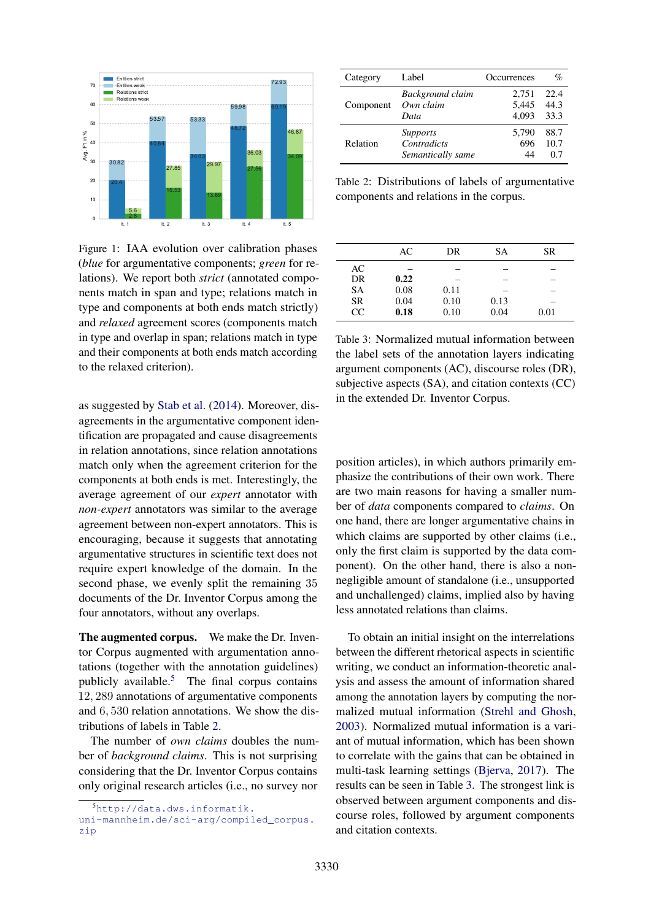Figure 1: IAA evolution over calibration phases (*blue* for argumentative components; *green* for relations). We report both *strict* (annotated components match in span and type; relations match in type and components at both ends match strictly) and *relaxed* agreement scores (components match in type and overlap in span; relations match in type and their components at both ends match according to the relaxed criterion).

as suggested by Stab et al. (2014). Moreover, disagreements in the argumentative component identification are propagated and cause disagreements in relation annotations, since relation annotations match only when the agreement criterion for the components at both ends is met. Interestingly, the average agreement of our *expert* annotator with *non-expert* annotators was similar to the average agreement between non-expert annotators. This is encouraging, because it suggests that annotating argumentative structures in scientific text does not require expert knowledge of the domain. In the second phase, we evenly split the remaining 35 documents of the Dr. Inventor Corpus among the four annotators, without any overlaps.

**The augmented corpus.** We make the Dr. Inventor Corpus augmented with argumentation annotations (together with the annotation guidelines) publicly available.[5] The final corpus contains 12,289 annotations of argumentative components and 6,530 relation annotations. We show the distributions of labels in Table 2.

The number of *own claims* doubles the number of *background claims*. This is not surprising considering that the Dr. Inventor Corpus contains only original research articles (i.e., no survey nor position articles), in which authors primarily emphasize the contributions of their own work. There are two main reasons for having a smaller number of *data* components compared to *claims*. On one hand, there are longer argumentative chains in which claims are supported by other claims (i.e., only the first claim is supported by the data component). On the other hand, there is also a non-negligible amount of standalone (i.e., unsupported and unchallenged) claims, implied also by having less annotated relations than claims.

To obtain an initial insight on the interrelations between the different rhetorical aspects in scientific writing, we conduct an information-theoretic analysis and assess the amount of information shared among the annotation layers by computing the normalized mutual information (Strehl and Ghosh, 2003). Normalized mutual information is a variant of mutual information, which has been shown to correlate with the gains that can be obtained in multi-task learning settings (Bjerva, 2017). The results can be seen in Table 3. The strongest link is observed between argument components and discourse roles, followed by argument components and citation contexts.

| Category | Label | Occurrences | % |
|---|---|---|---|
| Component | *Background claim* | 2,751 | 22.4 |
| | *Own claim* | 5,445 | 44.3 |
| | *Data* | 4,093 | 33.3 |
| Relation | *Supports* | 5,790 | 88.7 |
| | *Contradicts* | 696 | 10.7 |
| | *Semantically same* | 44 | 0.7 |

Table 2: Distributions of labels of argumentative components and relations in the corpus.

| | AC | DR | SA | SR |
|---|---|---|---|---|
| AC | – | – | – | – |
| DR | **0.22** | – | – | – |
| SA | 0.08 | 0.11 | – | – |
| SR | 0.04 | 0.10 | 0.13 | – |
| CC | **0.18** | 0.10 | 0.04 | 0.01 |

Table 3: Normalized mutual information between the label sets of the annotation layers indicating argument components (AC), discourse roles (DR), subjective aspects (SA), and citation contexts (CC) in the extended Dr. Inventor Corpus.

[5] http://data.dws.informatik.uni-mannheim.de/sci-arg/compiled_corpus.zip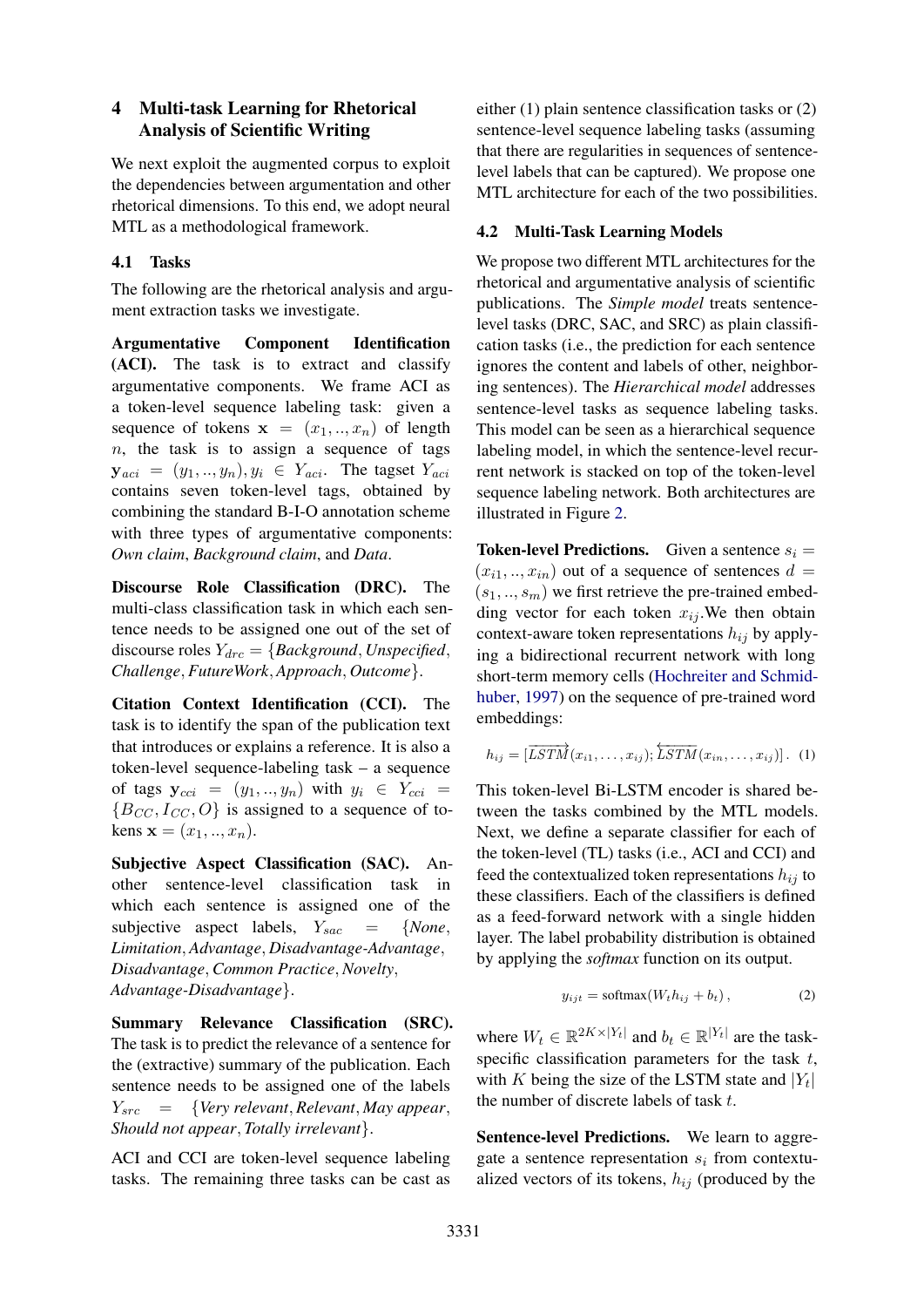## 4 Multi-task Learning for Rhetorical Analysis of Scientific Writing

We next exploit the augmented corpus to exploit the dependencies between argumentation and other rhetorical dimensions. To this end, we adopt neural MTL as a methodological framework.

### 4.1 Tasks

The following are the rhetorical analysis and argument extraction tasks we investigate.

**Argumentative Component Identification (ACI).** The task is to extract and classify argumentative components. We frame ACI as a token-level sequence labeling task: given a sequence of tokens $\mathbf{x} = (x_1, .., x_n)$ of length $n$, the task is to assign a sequence of tags $\mathbf{y}_{aci} = (y_1, .., y_n), y_i \in Y_{aci}$. The tagset $Y_{aci}$ contains seven token-level tags, obtained by combining the standard B-I-O annotation scheme with three types of argumentative components: *Own claim*, *Background claim*, and *Data*.

**Discourse Role Classification (DRC).** The multi-class classification task in which each sentence needs to be assigned one out of the set of discourse roles $Y_{drc}$ = {*Background*, *Unspecified*, *Challenge*, *FutureWork*, *Approach*, *Outcome*}.

**Citation Context Identification (CCI).** The task is to identify the span of the publication text that introduces or explains a reference. It is also a token-level sequence-labeling task – a sequence of tags $\mathbf{y}_{cci} = (y_1, .., y_n)$ with $y_i \in Y_{cci} = \{B_{CC}, I_{CC}, O\}$ is assigned to a sequence of tokens $\mathbf{x} = (x_1, .., x_n)$.

**Subjective Aspect Classification (SAC).** Another sentence-level classification task in which each sentence is assigned one of the subjective aspect labels, $Y_{sac}$ = {*None*, *Limitation*, *Advantage*, *Disadvantage-Advantage*, *Disadvantage*, *Common Practice*, *Novelty*, *Advantage-Disadvantage*}.

**Summary Relevance Classification (SRC).** The task is to predict the relevance of a sentence for the (extractive) summary of the publication. Each sentence needs to be assigned one of the labels $Y_{src}$ = {*Very relevant*, *Relevant*, *May appear*, *Should not appear*, *Totally irrelevant*}.

ACI and CCI are token-level sequence labeling tasks. The remaining three tasks can be cast as either (1) plain sentence classification tasks or (2) sentence-level sequence labeling tasks (assuming that there are regularities in sequences of sentence-level labels that can be captured). We propose one MTL architecture for each of the two possibilities.

### 4.2 Multi-Task Learning Models

We propose two different MTL architectures for the rhetorical and argumentative analysis of scientific publications. The *Simple model* treats sentence-level tasks (DRC, SAC, and SRC) as plain classification tasks (i.e., the prediction for each sentence ignores the content and labels of other, neighboring sentences). The *Hierarchical model* addresses sentence-level tasks as sequence labeling tasks. This model can be seen as a hierarchical sequence labeling model, in which the sentence-level recurrent network is stacked on top of the token-level sequence labeling network. Both architectures are illustrated in Figure 2.

**Token-level Predictions.** Given a sentence $s_i = (x_{i1}, .., x_{in})$ out of a sequence of sentences $d = (s_1, .., s_m)$ we first retrieve the pre-trained embedding vector for each token $x_{ij}$.We then obtain context-aware token representations $h_{ij}$ by applying a bidirectional recurrent network with long short-term memory cells (Hochreiter and Schmidhuber, 1997) on the sequence of pre-trained word embeddings:

$$h_{ij} = [\overrightarrow{LSTM}(x_{i1}, \ldots, x_{ij}); \overleftarrow{LSTM}(x_{in}, \ldots, x_{ij})]. \quad (1)$$

This token-level Bi-LSTM encoder is shared between the tasks combined by the MTL models. Next, we define a separate classifier for each of the token-level (TL) tasks (i.e., ACI and CCI) and feed the contextualized token representations $h_{ij}$ to these classifiers. Each of the classifiers is defined as a feed-forward network with a single hidden layer. The label probability distribution is obtained by applying the *softmax* function on its output.

$$y_{ijt} = \text{softmax}(W_t h_{ij} + b_t)\,, \quad (2)$$

where $W_t \in \mathbb{R}^{2K \times |Y_t|}$ and $b_t \in \mathbb{R}^{|Y_t|}$ are the task-specific classification parameters for the task $t$, with $K$ being the size of the LSTM state and $|Y_t|$ the number of discrete labels of task $t$.

**Sentence-level Predictions.** We learn to aggregate a sentence representation $s_i$ from contextualized vectors of its tokens, $h_{ij}$ (produced by the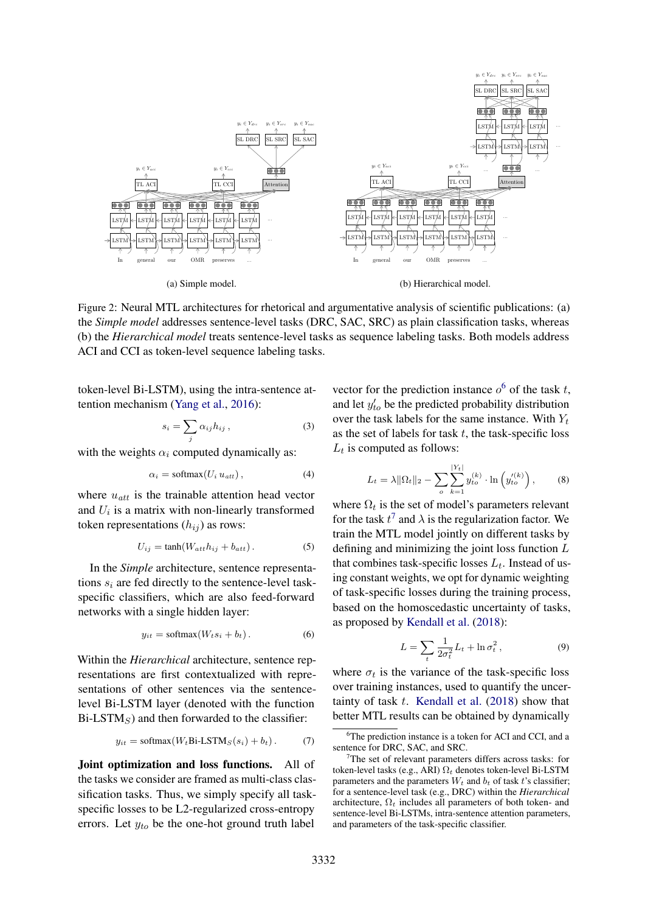(a) Simple model.

(b) Hierarchical model.

Figure 2: Neural MTL architectures for rhetorical and argumentative analysis of scientific publications: (a) the *Simple model* addresses sentence-level tasks (DRC, SAC, SRC) as plain classification tasks, whereas (b) the *Hierarchical model* treats sentence-level tasks as sequence labeling tasks. Both models address ACI and CCI as token-level sequence labeling tasks.

token-level Bi-LSTM), using the intra-sentence attention mechanism (Yang et al., 2016):

$$s_i = \sum_j \alpha_{ij} h_{ij}\,, \tag{3}$$

with the weights $\alpha_i$ computed dynamically as:

$$\alpha_i = \text{softmax}(U_i\, u_{att})\,, \tag{4}$$

where $u_{att}$ is the trainable attention head vector and $U_i$ is a matrix with non-linearly transformed token representations ($h_{ij}$) as rows:

$$U_{ij} = \tanh(W_{att} h_{ij} + b_{att})\,. \tag{5}$$

In the *Simple* architecture, sentence representations $s_i$ are fed directly to the sentence-level task-specific classifiers, which are also feed-forward networks with a single hidden layer:

$$y_{it} = \text{softmax}(W_t s_i + b_t)\,. \tag{6}$$

Within the *Hierarchical* architecture, sentence representations are first contextualized with representations of other sentences via the sentence-level Bi-LSTM layer (denoted with the function Bi-LSTM$_S$) and then forwarded to the classifier:

$$y_{it} = \text{softmax}(W_t \text{Bi-LSTM}_S(s_i) + b_t)\,. \tag{7}$$

**Joint optimization and loss functions.** All of the tasks we consider are framed as multi-class classification tasks. Thus, we simply specify all task-specific losses to be L2-regularized cross-entropy errors. Let $y_{to}$ be the one-hot ground truth label vector for the prediction instance $o$[6] of the task $t$, and let $y'_{to}$ be the predicted probability distribution over the task labels for the same instance. With $Y_t$ as the set of labels for task $t$, the task-specific loss $L_t$ is computed as follows:

$$L_t = \lambda \|\Omega_t\|_2 - \sum_o \sum_{k=1}^{|Y_t|} y_{to}^{(k)} \cdot \ln\left(y_{to}^{\prime(k)}\right), \tag{8}$$

where $\Omega_t$ is the set of model's parameters relevant for the task $t$[7] and $\lambda$ is the regularization factor. We train the MTL model jointly on different tasks by defining and minimizing the joint loss function $L$ that combines task-specific losses $L_t$. Instead of using constant weights, we opt for dynamic weighting of task-specific losses during the training process, based on the homoscedastic uncertainty of tasks, as proposed by Kendall et al. (2018):

$$L = \sum_t \frac{1}{2\sigma_t^2} L_t + \ln \sigma_t^2\,, \tag{9}$$

where $\sigma_t$ is the variance of the task-specific loss over training instances, used to quantify the uncertainty of task $t$. Kendall et al. (2018) show that better MTL results can be obtained by dynamically

[6] The prediction instance is a token for ACI and CCI, and a sentence for DRC, SAC, and SRC.

[7] The set of relevant parameters differs across tasks: for token-level tasks (e.g., ARI) $\Omega_t$ denotes token-level Bi-LSTM parameters and the parameters $W_t$ and $b_t$ of task $t$'s classifier; for a sentence-level task (e.g., DRC) within the *Hierarchical* architecture, $\Omega_t$ includes all parameters of both token- and sentence-level Bi-LSTMs, intra-sentence attention parameters, and parameters of the task-specific classifier.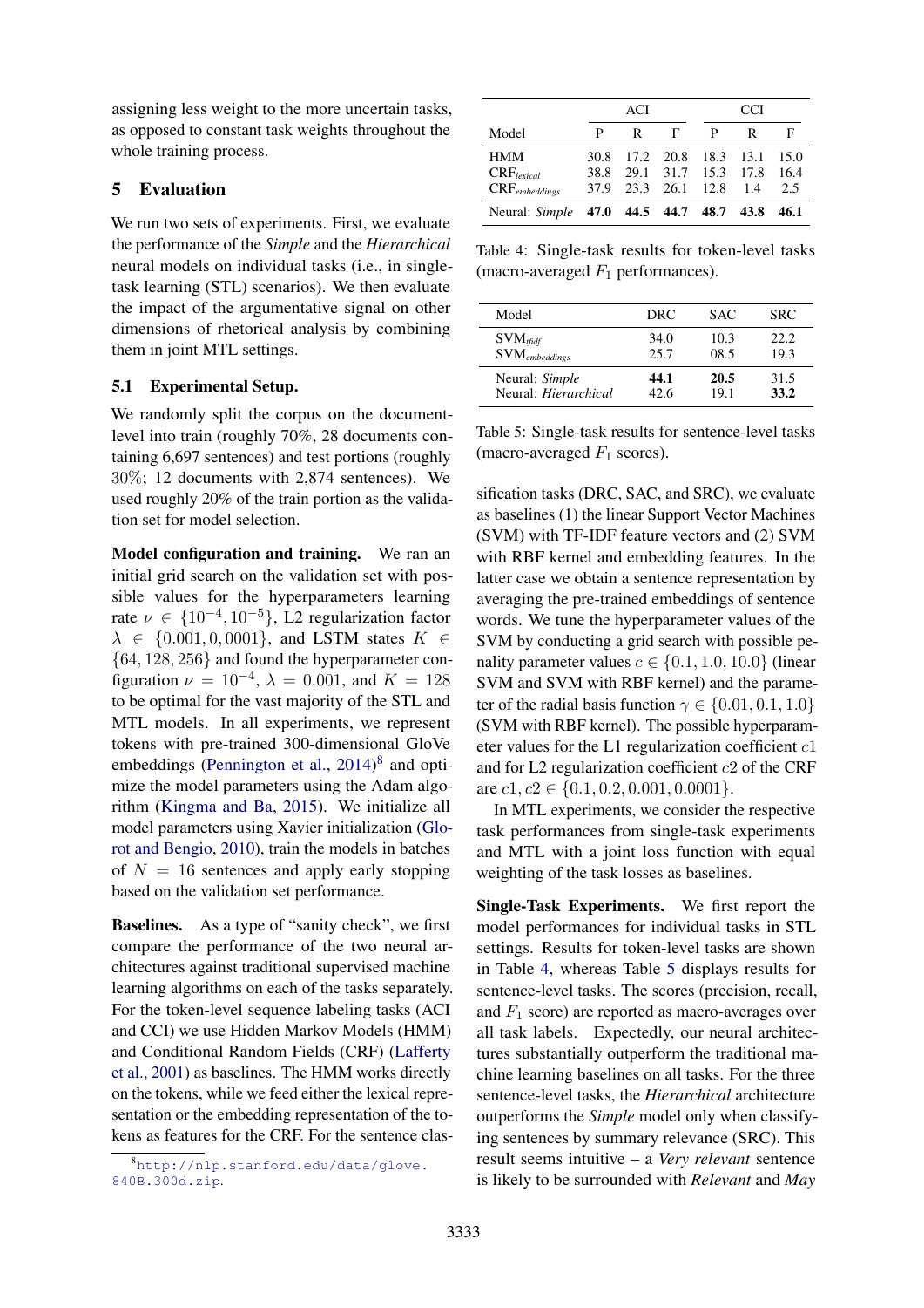assigning less weight to the more uncertain tasks, as opposed to constant task weights throughout the whole training process.

## 5 Evaluation

We run two sets of experiments. First, we evaluate the performance of the *Simple* and the *Hierarchical* neural models on individual tasks (i.e., in single-task learning (STL) scenarios). We then evaluate the impact of the argumentative signal on other dimensions of rhetorical analysis by combining them in joint MTL settings.

### 5.1 Experimental Setup.

We randomly split the corpus on the document-level into train (roughly 70%, 28 documents containing 6,697 sentences) and test portions (roughly 30%; 12 documents with 2,874 sentences). We used roughly 20% of the train portion as the validation set for model selection.

**Model configuration and training.** We ran an initial grid search on the validation set with possible values for the hyperparameters learning rate $\nu \in \{10^{-4}, 10^{-5}\}$, L2 regularization factor $\lambda \in \{0.001, 0, 0001\}$, and LSTM states $K \in \{64, 128, 256\}$ and found the hyperparameter configuration $\nu = 10^{-4}$, $\lambda = 0.001$, and $K = 128$ to be optimal for the vast majority of the STL and MTL models. In all experiments, we represent tokens with pre-trained 300-dimensional GloVe embeddings (Pennington et al., 2014)[8] and optimize the model parameters using the Adam algorithm (Kingma and Ba, 2015). We initialize all model parameters using Xavier initialization (Glorot and Bengio, 2010), train the models in batches of $N = 16$ sentences and apply early stopping based on the validation set performance.

**Baselines.** As a type of "sanity check", we first compare the performance of the two neural architectures against traditional supervised machine learning algorithms on each of the tasks separately. For the token-level sequence labeling tasks (ACI and CCI) we use Hidden Markov Models (HMM) and Conditional Random Fields (CRF) (Lafferty et al., 2001) as baselines. The HMM works directly on the tokens, while we feed either the lexical representation or the embedding representation of the tokens as features for the CRF. For the sentence classification tasks (DRC, SAC, and SRC), we evaluate as baselines (1) the linear Support Vector Machines (SVM) with TF-IDF feature vectors and (2) SVM with RBF kernel and embedding features. In the latter case we obtain a sentence representation by averaging the pre-trained embeddings of sentence words. We tune the hyperparameter values of the SVM by conducting a grid search with possible penality parameter values $c \in \{0.1, 1.0, 10.0\}$ (linear SVM and SVM with RBF kernel) and the parameter of the radial basis function $\gamma \in \{0.01, 0.1, 1.0\}$ (SVM with RBF kernel). The possible hyperparameter values for the L1 regularization coefficient $c1$ and for L2 regularization coefficient $c2$ of the CRF are $c1, c2 \in \{0.1, 0.2, 0.001, 0.0001\}$.

In MTL experiments, we consider the respective task performances from single-task experiments and MTL with a joint loss function with equal weighting of the task losses as baselines.

| Model | ACI | | | CCI | | |
|---|---|---|---|---|---|---|
| | P | R | F | P | R | F |
| HMM | 30.8 | 17.2 | 20.8 | 18.3 | 13.1 | 15.0 |
| $CRF_{lexical}$ | 38.8 | 29.1 | 31.7 | 15.3 | 17.8 | 16.4 |
| $CRF_{embeddings}$ | 37.9 | 23.3 | 26.1 | 12.8 | 1.4 | 2.5 |
| Neural: *Simple* | **47.0** | **44.5** | **44.7** | **48.7** | **43.8** | **46.1** |

Table 4: Single-task results for token-level tasks (macro-averaged $F_1$ performances).

| Model | DRC | SAC | SRC |
|---|---|---|---|
| $SVM_{tfidf}$ | 34.0 | 10.3 | 22.2 |
| $SVM_{embeddings}$ | 25.7 | 08.5 | 19.3 |
| Neural: *Simple* | **44.1** | **20.5** | 31.5 |
| Neural: *Hierarchical* | 42.6 | 19.1 | **33.2** |

Table 5: Single-task results for sentence-level tasks (macro-averaged $F_1$ scores).

**Single-Task Experiments.** We first report the model performances for individual tasks in STL settings. Results for token-level tasks are shown in Table 4, whereas Table 5 displays results for sentence-level tasks. The scores (precision, recall, and $F_1$ score) are reported as macro-averages over all task labels. Expectedly, our neural architectures substantially outperform the traditional machine learning baselines on all tasks. For the three sentence-level tasks, the *Hierarchical* architecture outperforms the *Simple* model only when classifying sentences by summary relevance (SRC). This result seems intuitive – a *Very relevant* sentence is likely to be surrounded with *Relevant* and *May*

[8] http://nlp.stanford.edu/data/glove.840B.300d.zip.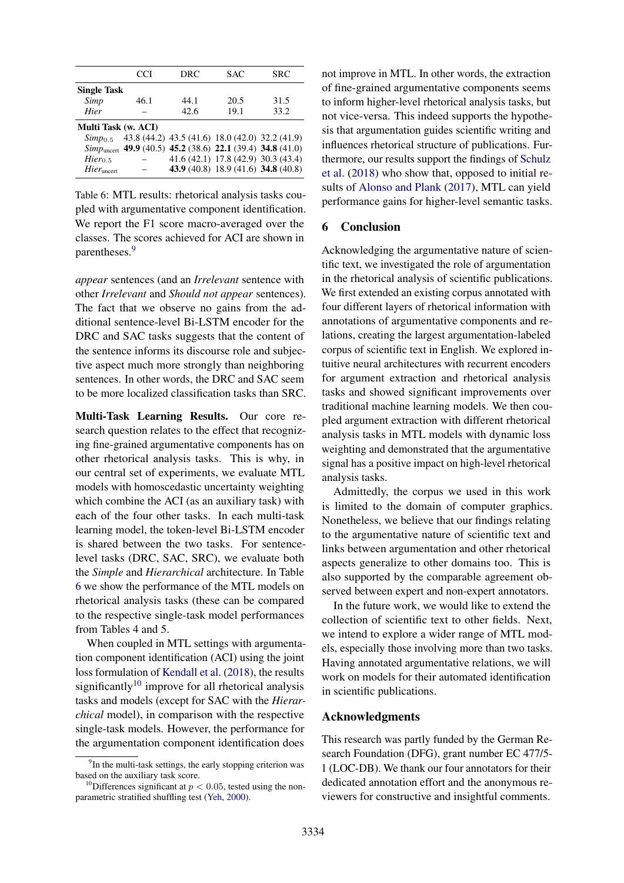| | CCI | DRC | SAC | SRC |
|---|---|---|---|---|
| **Single Task** | | | | |
| *Simp* | 46.1 | 44.1 | 20.5 | 31.5 |
| *Hier* | – | 42.6 | 19.1 | 33.2 |
| **Multi Task (w. ACI)** | | | | |
| $Simp_{0.5}$ | 43.8 (44.2) | 43.5 (41.6) | 18.0 (42.0) | 32.2 (41.9) |
| $Simp_{\text{uncert}}$ | **49.9** (40.5) | **45.2** (38.6) | **22.1** (39.4) | **34.8** (41.0) |
| $Hier_{0.5}$ | – | 41.6 (42.1) | 17.8 (42.9) | 30.3 (43.4) |
| $Hier_{\text{uncert}}$ | – | **43.9** (40.8) | 18.9 (41.6) | **34.8** (40.8) |

Table 6: MTL results: rhetorical analysis tasks coupled with argumentative component identification. We report the F1 score macro-averaged over the classes. The scores achieved for ACI are shown in parentheses.[9]

*appear* sentences (and an *Irrelevant* sentence with other *Irrelevant* and *Should not appear* sentences). The fact that we observe no gains from the additional sentence-level Bi-LSTM encoder for the DRC and SAC tasks suggests that the content of the sentence informs its discourse role and subjective aspect much more strongly than neighboring sentences. In other words, the DRC and SAC seem to be more localized classification tasks than SRC.

**Multi-Task Learning Results.** Our core research question relates to the effect that recognizing fine-grained argumentative components has on other rhetorical analysis tasks. This is why, in our central set of experiments, we evaluate MTL models with homoscedastic uncertainty weighting which combine the ACI (as an auxiliary task) with each of the four other tasks. In each multi-task learning model, the token-level Bi-LSTM encoder is shared between the two tasks. For sentence-level tasks (DRC, SAC, SRC), we evaluate both the *Simple* and *Hierarchical* architecture. In Table 6 we show the performance of the MTL models on rhetorical analysis tasks (these can be compared to the respective single-task model performances from Tables 4 and 5.

When coupled in MTL settings with argumentation component identification (ACI) using the joint loss formulation of Kendall et al. (2018), the results significantly[10] improve for all rhetorical analysis tasks and models (except for SAC with the *Hierarchical* model), in comparison with the respective single-task models. However, the performance for the argumentation component identification does not improve in MTL. In other words, the extraction of fine-grained argumentative components seems to inform higher-level rhetorical analysis tasks, but not vice-versa. This indeed supports the hypothesis that argumentation guides scientific writing and influences rhetorical structure of publications. Furthermore, our results support the findings of Schulz et al. (2018) who show that, opposed to initial results of Alonso and Plank (2017), MTL can yield performance gains for higher-level semantic tasks.

## 6 Conclusion

Acknowledging the argumentative nature of scientific text, we investigated the role of argumentation in the rhetorical analysis of scientific publications. We first extended an existing corpus annotated with four different layers of rhetorical information with annotations of argumentative components and relations, creating the largest argumentation-labeled corpus of scientific text in English. We explored intuitive neural architectures with recurrent encoders for argument extraction and rhetorical analysis tasks and showed significant improvements over traditional machine learning models. We then coupled argument extraction with different rhetorical analysis tasks in MTL models with dynamic loss weighting and demonstrated that the argumentative signal has a positive impact on high-level rhetorical analysis tasks.

Admittedly, the corpus we used in this work is limited to the domain of computer graphics. Nonetheless, we believe that our findings relating to the argumentative nature of scientific text and links between argumentation and other rhetorical aspects generalize to other domains too. This is also supported by the comparable agreement observed between expert and non-expert annotators.

In the future work, we would like to extend the collection of scientific text to other fields. Next, we intend to explore a wider range of MTL models, especially those involving more than two tasks. Having annotated argumentative relations, we will work on models for their automated identification in scientific publications.

## Acknowledgments

This research was partly funded by the German Research Foundation (DFG), grant number EC 477/5-1 (LOC-DB). We thank our four annotators for their dedicated annotation effort and the anonymous reviewers for constructive and insightful comments.

[9] In the multi-task settings, the early stopping criterion was based on the auxiliary task score.

[10] Differences significant at $p < 0.05$, tested using the non-parametric stratified shuffling test (Yeh, 2000).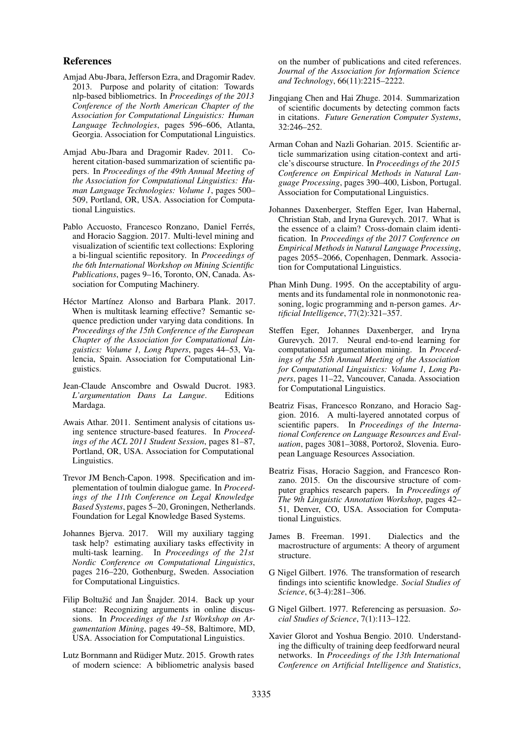## References

Amjad Abu-Jbara, Jefferson Ezra, and Dragomir Radev. 2013. Purpose and polarity of citation: Towards nlp-based bibliometrics. In *Proceedings of the 2013 Conference of the North American Chapter of the Association for Computational Linguistics: Human Language Technologies*, pages 596–606, Atlanta, Georgia. Association for Computational Linguistics.

Amjad Abu-Jbara and Dragomir Radev. 2011. Coherent citation-based summarization of scientific papers. In *Proceedings of the 49th Annual Meeting of the Association for Computational Linguistics: Human Language Technologies: Volume 1*, pages 500–509, Portland, OR, USA. Association for Computational Linguistics.

Pablo Accuosto, Francesco Ronzano, Daniel Ferrés, and Horacio Saggion. 2017. Multi-level mining and visualization of scientific text collections: Exploring a bi-lingual scientific repository. In *Proceedings of the 6th International Workshop on Mining Scientific Publications*, pages 9–16, Toronto, ON, Canada. Association for Computing Machinery.

Héctor Martínez Alonso and Barbara Plank. 2017. When is multitask learning effective? Semantic sequence prediction under varying data conditions. In *Proceedings of the 15th Conference of the European Chapter of the Association for Computational Linguistics: Volume 1, Long Papers*, pages 44–53, Valencia, Spain. Association for Computational Linguistics.

Jean-Claude Anscombre and Oswald Ducrot. 1983. *L'argumentation Dans La Langue*. Editions Mardaga.

Awais Athar. 2011. Sentiment analysis of citations using sentence structure-based features. In *Proceedings of the ACL 2011 Student Session*, pages 81–87, Portland, OR, USA. Association for Computational Linguistics.

Trevor JM Bench-Capon. 1998. Specification and implementation of toulmin dialogue game. In *Proceedings of the 11th Conference on Legal Knowledge Based Systems*, pages 5–20, Groningen, Netherlands. Foundation for Legal Knowledge Based Systems.

Johannes Bjerva. 2017. Will my auxiliary tagging task help? estimating auxiliary tasks effectivity in multi-task learning. In *Proceedings of the 21st Nordic Conference on Computational Linguistics*, pages 216–220, Gothenburg, Sweden. Association for Computational Linguistics.

Filip Boltužić and Jan Šnajder. 2014. Back up your stance: Recognizing arguments in online discussions. In *Proceedings of the 1st Workshop on Argumentation Mining*, pages 49–58, Baltimore, MD, USA. Association for Computational Linguistics.

Lutz Bornmann and Rüdiger Mutz. 2015. Growth rates of modern science: A bibliometric analysis based on the number of publications and cited references. *Journal of the Association for Information Science and Technology*, 66(11):2215–2222.

Jingqiang Chen and Hai Zhuge. 2014. Summarization of scientific documents by detecting common facts in citations. *Future Generation Computer Systems*, 32:246–252.

Arman Cohan and Nazli Goharian. 2015. Scientific article summarization using citation-context and article's discourse structure. In *Proceedings of the 2015 Conference on Empirical Methods in Natural Language Processing*, pages 390–400, Lisbon, Portugal. Association for Computational Linguistics.

Johannes Daxenberger, Steffen Eger, Ivan Habernal, Christian Stab, and Iryna Gurevych. 2017. What is the essence of a claim? Cross-domain claim identification. In *Proceedings of the 2017 Conference on Empirical Methods in Natural Language Processing*, pages 2055–2066, Copenhagen, Denmark. Association for Computational Linguistics.

Phan Minh Dung. 1995. On the acceptability of arguments and its fundamental role in nonmonotonic reasoning, logic programming and n-person games. *Artificial Intelligence*, 77(2):321–357.

Steffen Eger, Johannes Daxenberger, and Iryna Gurevych. 2017. Neural end-to-end learning for computational argumentation mining. In *Proceedings of the 55th Annual Meeting of the Association for Computational Linguistics: Volume 1, Long Papers*, pages 11–22, Vancouver, Canada. Association for Computational Linguistics.

Beatriz Fisas, Francesco Ronzano, and Horacio Saggion. 2016. A multi-layered annotated corpus of scientific papers. In *Proceedings of the International Conference on Language Resources and Evaluation*, pages 3081–3088, Portorož, Slovenia. European Language Resources Association.

Beatriz Fisas, Horacio Saggion, and Francesco Ronzano. 2015. On the discoursive structure of computer graphics research papers. In *Proceedings of The 9th Linguistic Annotation Workshop*, pages 42–51, Denver, CO, USA. Association for Computational Linguistics.

James B. Freeman. 1991. Dialectics and the macrostructure of arguments: A theory of argument structure.

G Nigel Gilbert. 1976. The transformation of research findings into scientific knowledge. *Social Studies of Science*, 6(3-4):281–306.

G Nigel Gilbert. 1977. Referencing as persuasion. *Social Studies of Science*, 7(1):113–122.

Xavier Glorot and Yoshua Bengio. 2010. Understanding the difficulty of training deep feedforward neural networks. In *Proceedings of the 13th International Conference on Artificial Intelligence and Statistics*,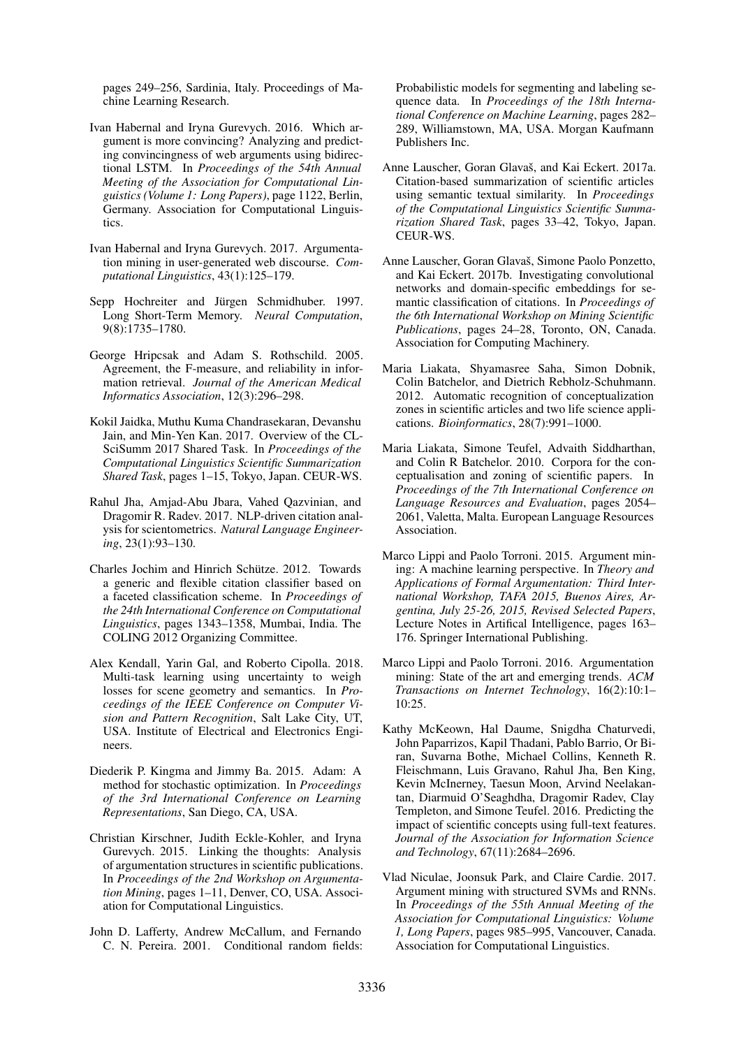pages 249–256, Sardinia, Italy. Proceedings of Machine Learning Research.

Ivan Habernal and Iryna Gurevych. 2016. Which argument is more convincing? Analyzing and predicting convincingness of web arguments using bidirectional LSTM. In *Proceedings of the 54th Annual Meeting of the Association for Computational Linguistics (Volume 1: Long Papers)*, page 1122, Berlin, Germany. Association for Computational Linguistics.

Ivan Habernal and Iryna Gurevych. 2017. Argumentation mining in user-generated web discourse. *Computational Linguistics*, 43(1):125–179.

Sepp Hochreiter and Jürgen Schmidhuber. 1997. Long Short-Term Memory. *Neural Computation*, 9(8):1735–1780.

George Hripcsak and Adam S. Rothschild. 2005. Agreement, the F-measure, and reliability in information retrieval. *Journal of the American Medical Informatics Association*, 12(3):296–298.

Kokil Jaidka, Muthu Kuma Chandrasekaran, Devanshu Jain, and Min-Yen Kan. 2017. Overview of the CL-SciSumm 2017 Shared Task. In *Proceedings of the Computational Linguistics Scientific Summarization Shared Task*, pages 1–15, Tokyo, Japan. CEUR-WS.

Rahul Jha, Amjad-Abu Jbara, Vahed Qazvinian, and Dragomir R. Radev. 2017. NLP-driven citation analysis for scientometrics. *Natural Language Engineering*, 23(1):93–130.

Charles Jochim and Hinrich Schütze. 2012. Towards a generic and flexible citation classifier based on a faceted classification scheme. In *Proceedings of the 24th International Conference on Computational Linguistics*, pages 1343–1358, Mumbai, India. The COLING 2012 Organizing Committee.

Alex Kendall, Yarin Gal, and Roberto Cipolla. 2018. Multi-task learning using uncertainty to weigh losses for scene geometry and semantics. In *Proceedings of the IEEE Conference on Computer Vision and Pattern Recognition*, Salt Lake City, UT, USA. Institute of Electrical and Electronics Engineers.

Diederik P. Kingma and Jimmy Ba. 2015. Adam: A method for stochastic optimization. In *Proceedings of the 3rd International Conference on Learning Representations*, San Diego, CA, USA.

Christian Kirschner, Judith Eckle-Kohler, and Iryna Gurevych. 2015. Linking the thoughts: Analysis of argumentation structures in scientific publications. In *Proceedings of the 2nd Workshop on Argumentation Mining*, pages 1–11, Denver, CO, USA. Association for Computational Linguistics.

John D. Lafferty, Andrew McCallum, and Fernando C. N. Pereira. 2001. Conditional random fields: Probabilistic models for segmenting and labeling sequence data. In *Proceedings of the 18th International Conference on Machine Learning*, pages 282–289, Williamstown, MA, USA. Morgan Kaufmann Publishers Inc.

Anne Lauscher, Goran Glavaš, and Kai Eckert. 2017a. Citation-based summarization of scientific articles using semantic textual similarity. In *Proceedings of the Computational Linguistics Scientific Summarization Shared Task*, pages 33–42, Tokyo, Japan. CEUR-WS.

Anne Lauscher, Goran Glavaš, Simone Paolo Ponzetto, and Kai Eckert. 2017b. Investigating convolutional networks and domain-specific embeddings for semantic classification of citations. In *Proceedings of the 6th International Workshop on Mining Scientific Publications*, pages 24–28, Toronto, ON, Canada. Association for Computing Machinery.

Maria Liakata, Shyamasree Saha, Simon Dobnik, Colin Batchelor, and Dietrich Rebholz-Schuhmann. 2012. Automatic recognition of conceptualization zones in scientific articles and two life science applications. *Bioinformatics*, 28(7):991–1000.

Maria Liakata, Simone Teufel, Advaith Siddharthan, and Colin R Batchelor. 2010. Corpora for the conceptualisation and zoning of scientific papers. In *Proceedings of the 7th International Conference on Language Resources and Evaluation*, pages 2054–2061, Valetta, Malta. European Language Resources Association.

Marco Lippi and Paolo Torroni. 2015. Argument mining: A machine learning perspective. In *Theory and Applications of Formal Argumentation: Third International Workshop, TAFA 2015, Buenos Aires, Argentina, July 25-26, 2015, Revised Selected Papers*, Lecture Notes in Artifical Intelligence, pages 163–176. Springer International Publishing.

Marco Lippi and Paolo Torroni. 2016. Argumentation mining: State of the art and emerging trends. *ACM Transactions on Internet Technology*, 16(2):10:1–10:25.

Kathy McKeown, Hal Daume, Snigdha Chaturvedi, John Paparrizos, Kapil Thadani, Pablo Barrio, Or Biran, Suvarna Bothe, Michael Collins, Kenneth R. Fleischmann, Luis Gravano, Rahul Jha, Ben King, Kevin McInerney, Taesun Moon, Arvind Neelakantan, Diarmuid O'Seaghdha, Dragomir Radev, Clay Templeton, and Simone Teufel. 2016. Predicting the impact of scientific concepts using full-text features. *Journal of the Association for Information Science and Technology*, 67(11):2684–2696.

Vlad Niculae, Joonsuk Park, and Claire Cardie. 2017. Argument mining with structured SVMs and RNNs. In *Proceedings of the 55th Annual Meeting of the Association for Computational Linguistics: Volume 1, Long Papers*, pages 985–995, Vancouver, Canada. Association for Computational Linguistics.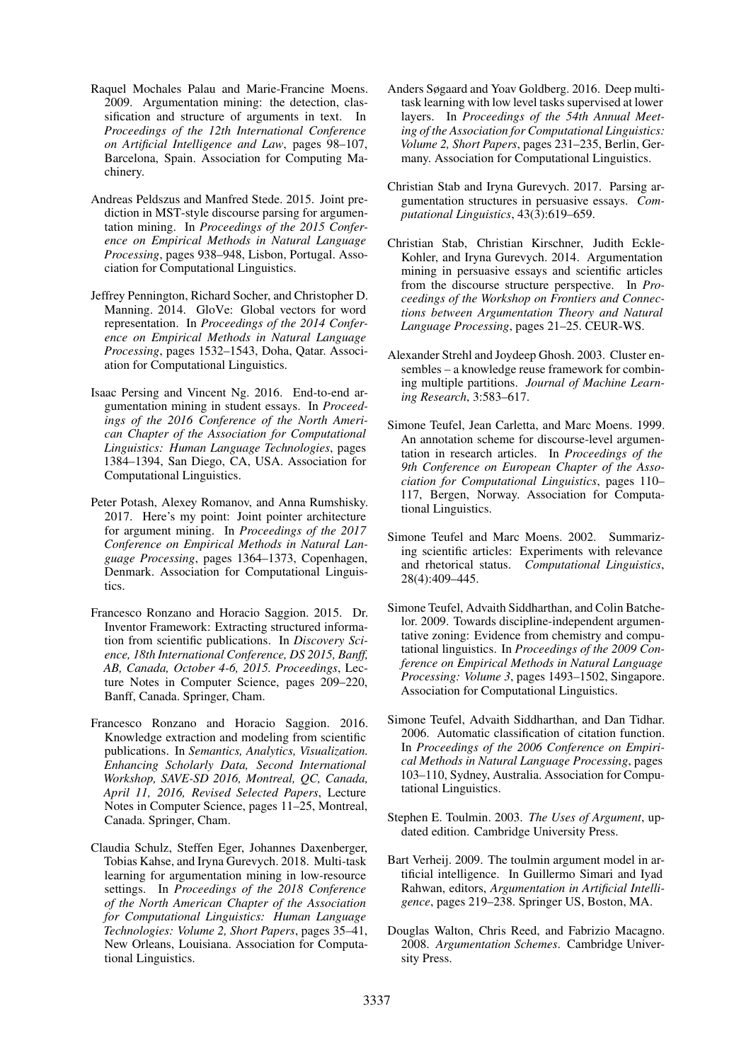Raquel Mochales Palau and Marie-Francine Moens. 2009. Argumentation mining: the detection, classification and structure of arguments in text. In *Proceedings of the 12th International Conference on Artificial Intelligence and Law*, pages 98–107, Barcelona, Spain. Association for Computing Machinery.

Andreas Peldszus and Manfred Stede. 2015. Joint prediction in MST-style discourse parsing for argumentation mining. In *Proceedings of the 2015 Conference on Empirical Methods in Natural Language Processing*, pages 938–948, Lisbon, Portugal. Association for Computational Linguistics.

Jeffrey Pennington, Richard Socher, and Christopher D. Manning. 2014. GloVe: Global vectors for word representation. In *Proceedings of the 2014 Conference on Empirical Methods in Natural Language Processing*, pages 1532–1543, Doha, Qatar. Association for Computational Linguistics.

Isaac Persing and Vincent Ng. 2016. End-to-end argumentation mining in student essays. In *Proceedings of the 2016 Conference of the North American Chapter of the Association for Computational Linguistics: Human Language Technologies*, pages 1384–1394, San Diego, CA, USA. Association for Computational Linguistics.

Peter Potash, Alexey Romanov, and Anna Rumshisky. 2017. Here's my point: Joint pointer architecture for argument mining. In *Proceedings of the 2017 Conference on Empirical Methods in Natural Language Processing*, pages 1364–1373, Copenhagen, Denmark. Association for Computational Linguistics.

Francesco Ronzano and Horacio Saggion. 2015. Dr. Inventor Framework: Extracting structured information from scientific publications. In *Discovery Science, 18th International Conference, DS 2015, Banff, AB, Canada, October 4-6, 2015. Proceedings*, Lecture Notes in Computer Science, pages 209–220, Banff, Canada. Springer, Cham.

Francesco Ronzano and Horacio Saggion. 2016. Knowledge extraction and modeling from scientific publications. In *Semantics, Analytics, Visualization. Enhancing Scholarly Data, Second International Workshop, SAVE-SD 2016, Montreal, QC, Canada, April 11, 2016, Revised Selected Papers*, Lecture Notes in Computer Science, pages 11–25, Montreal, Canada. Springer, Cham.

Claudia Schulz, Steffen Eger, Johannes Daxenberger, Tobias Kahse, and Iryna Gurevych. 2018. Multi-task learning for argumentation mining in low-resource settings. In *Proceedings of the 2018 Conference of the North American Chapter of the Association for Computational Linguistics: Human Language Technologies: Volume 2, Short Papers*, pages 35–41, New Orleans, Louisiana. Association for Computational Linguistics.

Anders Søgaard and Yoav Goldberg. 2016. Deep multi-task learning with low level tasks supervised at lower layers. In *Proceedings of the 54th Annual Meeting of the Association for Computational Linguistics: Volume 2, Short Papers*, pages 231–235, Berlin, Germany. Association for Computational Linguistics.

Christian Stab and Iryna Gurevych. 2017. Parsing argumentation structures in persuasive essays. *Computational Linguistics*, 43(3):619–659.

Christian Stab, Christian Kirschner, Judith Eckle-Kohler, and Iryna Gurevych. 2014. Argumentation mining in persuasive essays and scientific articles from the discourse structure perspective. In *Proceedings of the Workshop on Frontiers and Connections between Argumentation Theory and Natural Language Processing*, pages 21–25. CEUR-WS.

Alexander Strehl and Joydeep Ghosh. 2003. Cluster ensembles – a knowledge reuse framework for combining multiple partitions. *Journal of Machine Learning Research*, 3:583–617.

Simone Teufel, Jean Carletta, and Marc Moens. 1999. An annotation scheme for discourse-level argumentation in research articles. In *Proceedings of the 9th Conference on European Chapter of the Association for Computational Linguistics*, pages 110–117, Bergen, Norway. Association for Computational Linguistics.

Simone Teufel and Marc Moens. 2002. Summarizing scientific articles: Experiments with relevance and rhetorical status. *Computational Linguistics*, 28(4):409–445.

Simone Teufel, Advaith Siddharthan, and Colin Batchelor. 2009. Towards discipline-independent argumentative zoning: Evidence from chemistry and computational linguistics. In *Proceedings of the 2009 Conference on Empirical Methods in Natural Language Processing: Volume 3*, pages 1493–1502, Singapore. Association for Computational Linguistics.

Simone Teufel, Advaith Siddharthan, and Dan Tidhar. 2006. Automatic classification of citation function. In *Proceedings of the 2006 Conference on Empirical Methods in Natural Language Processing*, pages 103–110, Sydney, Australia. Association for Computational Linguistics.

Stephen E. Toulmin. 2003. *The Uses of Argument*, updated edition. Cambridge University Press.

Bart Verheij. 2009. The toulmin argument model in artificial intelligence. In Guillermo Simari and Iyad Rahwan, editors, *Argumentation in Artificial Intelligence*, pages 219–238. Springer US, Boston, MA.

Douglas Walton, Chris Reed, and Fabrizio Macagno. 2008. *Argumentation Schemes*. Cambridge University Press.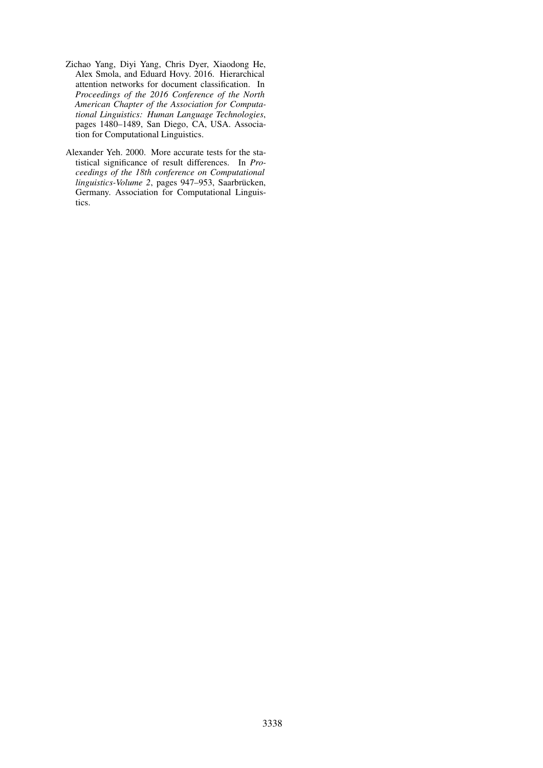Zichao Yang, Diyi Yang, Chris Dyer, Xiaodong He, Alex Smola, and Eduard Hovy. 2016. Hierarchical attention networks for document classification. In *Proceedings of the 2016 Conference of the North American Chapter of the Association for Computational Linguistics: Human Language Technologies*, pages 1480–1489, San Diego, CA, USA. Association for Computational Linguistics.

Alexander Yeh. 2000. More accurate tests for the statistical significance of result differences. In *Proceedings of the 18th conference on Computational linguistics-Volume 2*, pages 947–953, Saarbrücken, Germany. Association for Computational Linguistics.